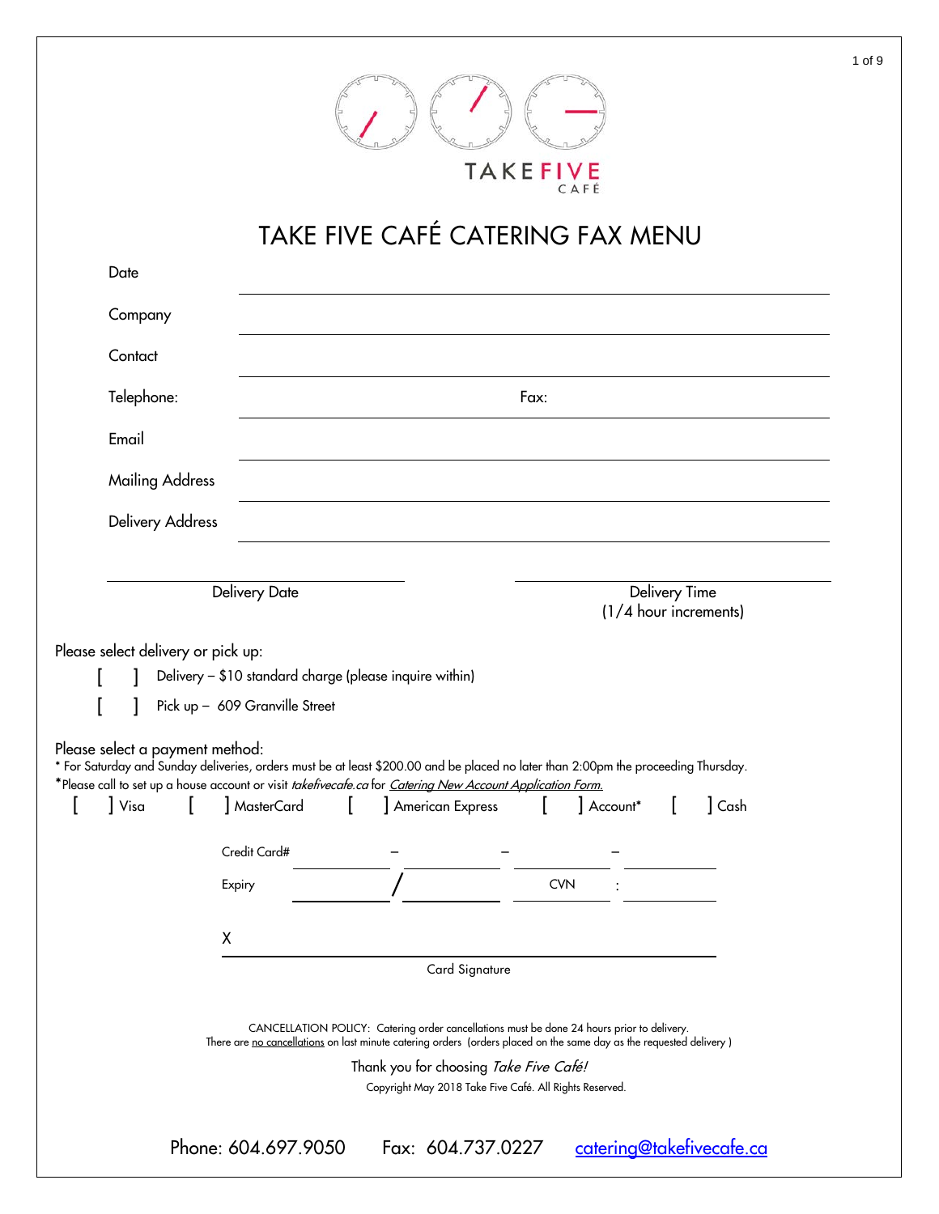TAKE FIVE CAFÉ

# TAKE FIVE CAFÉ CATERING FAX MENU

Date ______________________________

Company ______________________________

Contact ______________________________

Telephone: ______________ Fax: ______________

Email ______________________________

Mailing Address ______________________________

Delivery Address ______________________________

______________________ Delivery Date

______________________ Delivery Time (1/4 hour increments)

Please select delivery or pick up:

[ ] Delivery – $10 standard charge (please inquire within)

[ ] Pick up – 609 Granville Street

Please select a payment method:

* For Saturday and Sunday deliveries, orders must be at least $200.00 and be placed no later than 2:00pm the proceeding Thursday.

*Please call to set up a house account or visit *takefivecafe.ca* for *Catering New Account Application Form.*

[ ] Visa [ ] MasterCard [ ] American Express [ ] Account* [ ] Cash

Credit Card# ________ – ________ – ________ – ________

Expiry ________ / ________ CVN : ________

X ______________________________

Card Signature

CANCELLATION POLICY: Catering order cancellations must be done 24 hours prior to delivery.
There are no cancellations on last minute catering orders (orders placed on the same day as the requested delivery )

Thank you for choosing *Take Five Café!*

Copyright May 2018 Take Five Café. All Rights Reserved.

Phone: 604.697.9050 Fax: 604.737.0227 catering@takefivecafe.ca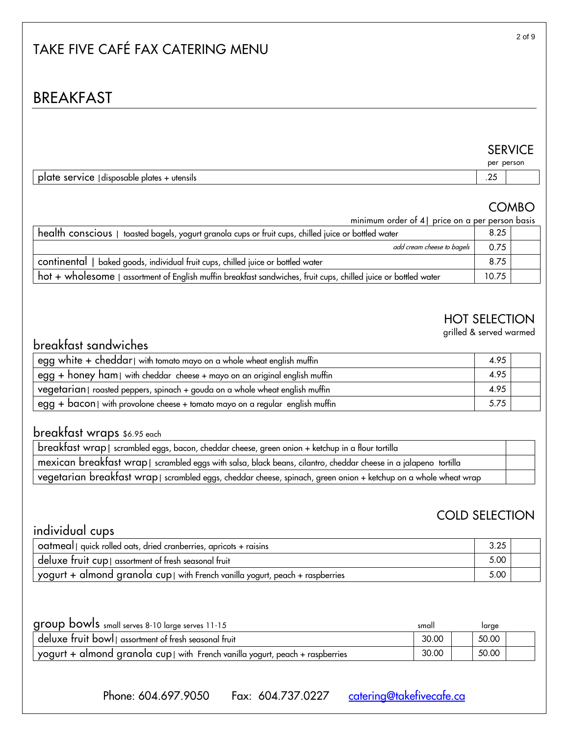# TAKE FIVE CAFÉ FAX CATERING MENU

## BREAKFAST

### SERVICE

per person

| Item | Price | Qty |
|---|---|---|
| plate service \| disposable plates + utensils | .25 | |

### COMBO

minimum order of 4 \| price on a per person basis

| Item | Price | Qty |
|---|---|---|
| health conscious \| toasted bagels, yogurt granola cups or fruit cups, chilled juice or bottled water | 8.25 | |
| *add cream cheese to bagels* | 0.75 | |
| continental \| baked goods, individual fruit cups, chilled juice or bottled water | 8.75 | |
| hot + wholesome \| assortment of English muffin breakfast sandwiches, fruit cups, chilled juice or bottled water | 10.75 | |

### HOT SELECTION

grilled & served warmed

#### breakfast sandwiches

| Item | Price | Qty |
|---|---|---|
| egg white + cheddar \| with tomato mayo on a whole wheat english muffin | 4.95 | |
| egg + honey ham \| with cheddar cheese + mayo on an original english muffin | 4.95 | |
| vegetarian \| roasted peppers, spinach + gouda on a whole wheat english muffin | 4.95 | |
| egg + bacon \| with provolone cheese + tomato mayo on a regular english muffin | 5.75 | |

#### breakfast wraps $6.95 each

| Item | Qty |
|---|---|
| breakfast wrap \| scrambled eggs, bacon, cheddar cheese, green onion + ketchup in a flour tortilla | |
| mexican breakfast wrap \| scrambled eggs with salsa, black beans, cilantro, cheddar cheese in a jalapeno tortilla | |
| vegetarian breakfast wrap \| scrambled eggs, cheddar cheese, spinach, green onion + ketchup on a whole wheat wrap | |

### COLD SELECTION

#### individual cups

| Item | Price | Qty |
|---|---|---|
| oatmeal \| quick rolled oats, dried cranberries, apricots + raisins | 3.25 | |
| deluxe fruit cup \| assortment of fresh seasonal fruit | 5.00 | |
| yogurt + almond granola cup \| with French vanilla yogurt, peach + raspberries | 5.00 | |

#### group bowls small serves 8-10 large serves 11-15

| Item | small | Qty | large | Qty |
|---|---|---|---|---|
| deluxe fruit bowl \| assortment of fresh seasonal fruit | 30.00 | | 50.00 | |
| yogurt + almond granola cup \| with French vanilla yogurt, peach + raspberries | 30.00 | | 50.00 | |

Phone: 604.697.9050 Fax: 604.737.0227 catering@takefivecafe.ca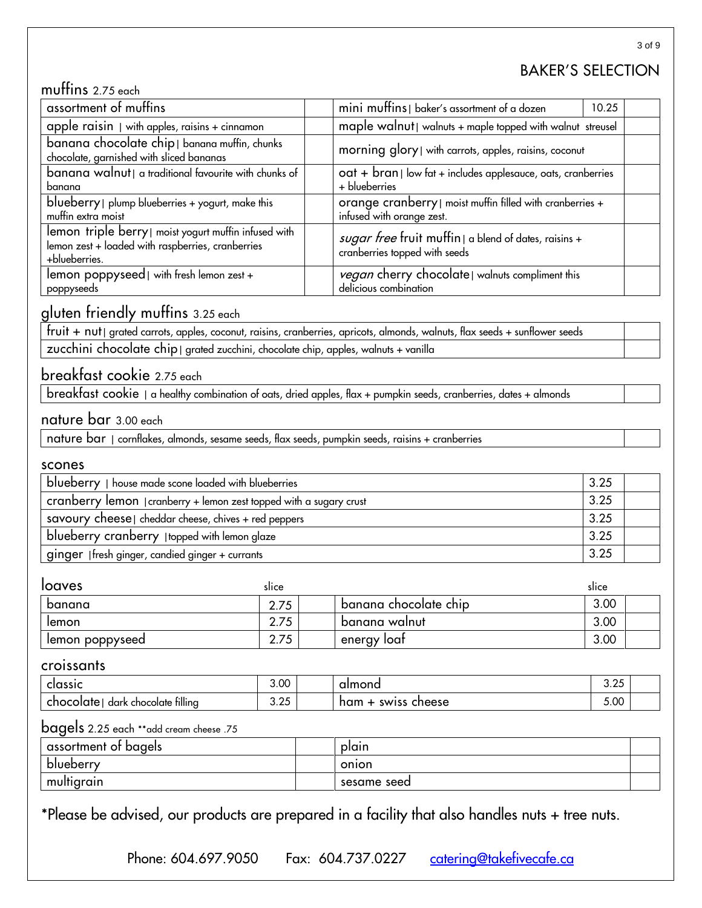# BAKER'S SELECTION

## muffins 2.75 each

| | | | | |
|---|---|---|---|---|
| assortment of muffins | | mini muffins \| baker's assortment of a dozen | 10.25 | |
| apple raisin \| with apples, raisins + cinnamon | | maple walnut \| walnuts + maple topped with walnut streusel | | |
| banana chocolate chip \| banana muffin, chunks chocolate, garnished with sliced bananas | | morning glory \| with carrots, apples, raisins, coconut | | |
| banana walnut \| a traditional favourite with chunks of banana | | oat + bran \| low fat + includes applesauce, oats, cranberries + blueberries | | |
| blueberry \| plump blueberries + yogurt, make this muffin extra moist | | orange cranberry \| moist muffin filled with cranberries + infused with orange zest. | | |
| lemon triple berry \| moist yogurt muffin infused with lemon zest + loaded with raspberries, cranberries +blueberries. | | *sugar free* fruit muffin \| a blend of dates, raisins + cranberries topped with seeds | | |
| lemon poppyseed \| with fresh lemon zest + poppyseeds | | *vegan* cherry chocolate \| walnuts compliment this delicious combination | | |

## gluten friendly muffins 3.25 each

| | |
|---|---|
| fruit + nut \| grated carrots, apples, coconut, raisins, cranberries, apricots, almonds, walnuts, flax seeds + sunflower seeds | |
| zucchini chocolate chip \| grated zucchini, chocolate chip, apples, walnuts + vanilla | |

## breakfast cookie 2.75 each

| | |
|---|---|
| breakfast cookie \| a healthy combination of oats, dried apples, flax + pumpkin seeds, cranberries, dates + almonds | |

## nature bar 3.00 each

| | |
|---|---|
| nature bar \| cornflakes, almonds, sesame seeds, flax seeds, pumpkin seeds, raisins + cranberries | |

## scones

| | | |
|---|---|---|
| blueberry \| house made scone loaded with blueberries | 3.25 | |
| cranberry lemon \| cranberry + lemon zest topped with a sugary crust | 3.25 | |
| savoury cheese \| cheddar cheese, chives + red peppers | 3.25 | |
| blueberry cranberry \| topped with lemon glaze | 3.25 | |
| ginger \| fresh ginger, candied ginger + currants | 3.25 | |

## loaves

| | slice | | | slice | |
|---|---|---|---|---|---|
| banana | 2.75 | | banana chocolate chip | 3.00 | |
| lemon | 2.75 | | banana walnut | 3.00 | |
| lemon poppyseed | 2.75 | | energy loaf | 3.00 | |

## croissants

| | | | | | |
|---|---|---|---|---|---|
| classic | 3.00 | | almond | 3.25 | |
| chocolate \| dark chocolate filling | 3.25 | | ham + swiss cheese | 5.00 | |

## bagels 2.25 each **add cream cheese .75

| | | | |
|---|---|---|---|
| assortment of bagels | | plain | |
| blueberry | | onion | |
| multigrain | | sesame seed | |

*Please be advised, our products are prepared in a facility that also handles nuts + tree nuts.

Phone: 604.697.9050 Fax: 604.737.0227 catering@takefivecafe.ca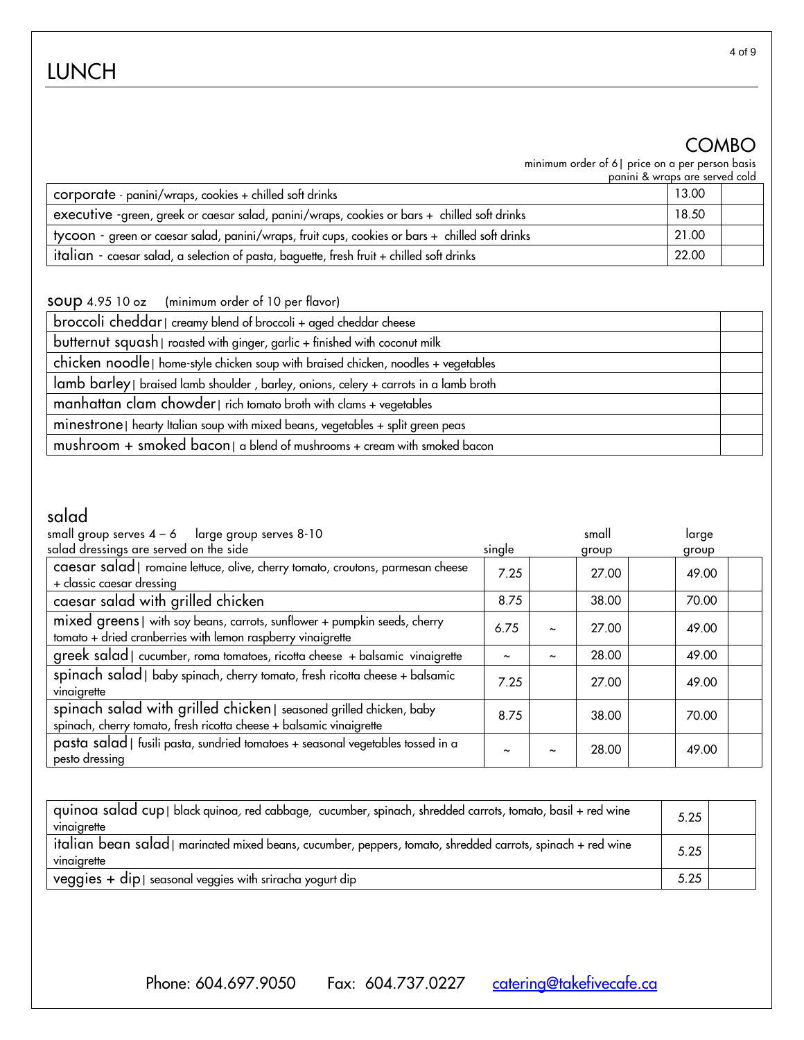# LUNCH

## COMBO

minimum order of 6| price on a per person basis
panini & wraps are served cold

| Item | Price | |
|---|---|---|
| **corporate** - panini/wraps, cookies + chilled soft drinks | 13.00 | |
| **executive** -green, greek or caesar salad, panini/wraps, cookies or bars + chilled soft drinks | 18.50 | |
| **tycoon** - green or caesar salad, panini/wraps, fruit cups, cookies or bars + chilled soft drinks | 21.00 | |
| **italian** - caesar salad, a selection of pasta, baguette, fresh fruit + chilled soft drinks | 22.00 | |

## soup 4.95 10 oz (minimum order of 10 per flavor)

| Soup | |
|---|---|
| **broccoli cheddar**\| creamy blend of broccoli + aged cheddar cheese | |
| **butternut squash**\| roasted with ginger, garlic + finished with coconut milk | |
| **chicken noodle**\| home-style chicken soup with braised chicken, noodles + vegetables | |
| **lamb barley**\| braised lamb shoulder , barley, onions, celery + carrots in a lamb broth | |
| **manhattan clam chowder**\| rich tomato broth with clams + vegetables | |
| **minestrone**\| hearty Italian soup with mixed beans, vegetables + split green peas | |
| **mushroom + smoked bacon**\| a blend of mushrooms + cream with smoked bacon | |

## salad

small group serves 4 – 6 large group serves 8-10
salad dressings are served on the side

| Salad | single | | small group | | large group | |
|---|---|---|---|---|---|---|
| **caesar salad**\| romaine lettuce, olive, cherry tomato, croutons, parmesan cheese + classic caesar dressing | 7.25 | | 27.00 | | 49.00 | |
| **caesar salad with grilled chicken** | 8.75 | | 38.00 | | 70.00 | |
| **mixed greens**\| with soy beans, carrots, sunflower + pumpkin seeds, cherry tomato + dried cranberries with lemon raspberry vinaigrette | 6.75 | ~ | 27.00 | | 49.00 | |
| **greek salad**\| cucumber, roma tomatoes, ricotta cheese + balsamic vinaigrette | ~ | ~ | 28.00 | | 49.00 | |
| **spinach salad**\| baby spinach, cherry tomato, fresh ricotta cheese + balsamic vinaigrette | 7.25 | | 27.00 | | 49.00 | |
| **spinach salad with grilled chicken**\| seasoned grilled chicken, baby spinach, cherry tomato, fresh ricotta cheese + balsamic vinaigrette | 8.75 | | 38.00 | | 70.00 | |
| **pasta salad**\| fusili pasta, sundried tomatoes + seasonal vegetables tossed in a pesto dressing | ~ | ~ | 28.00 | | 49.00 | |

| Item | Price | |
|---|---|---|
| **quinoa salad cup**\| black quinoa, red cabbage, cucumber, spinach, shredded carrots, tomato, basil + red wine vinaigrette | 5.25 | |
| **italian bean salad**\| marinated mixed beans, cucumber, peppers, tomato, shredded carrots, spinach + red wine vinaigrette | 5.25 | |
| **veggies + dip**\| seasonal veggies with sriracha yogurt dip | 5.25 | |

Phone: 604.697.9050 Fax: 604.737.0227 catering@takefivecafe.ca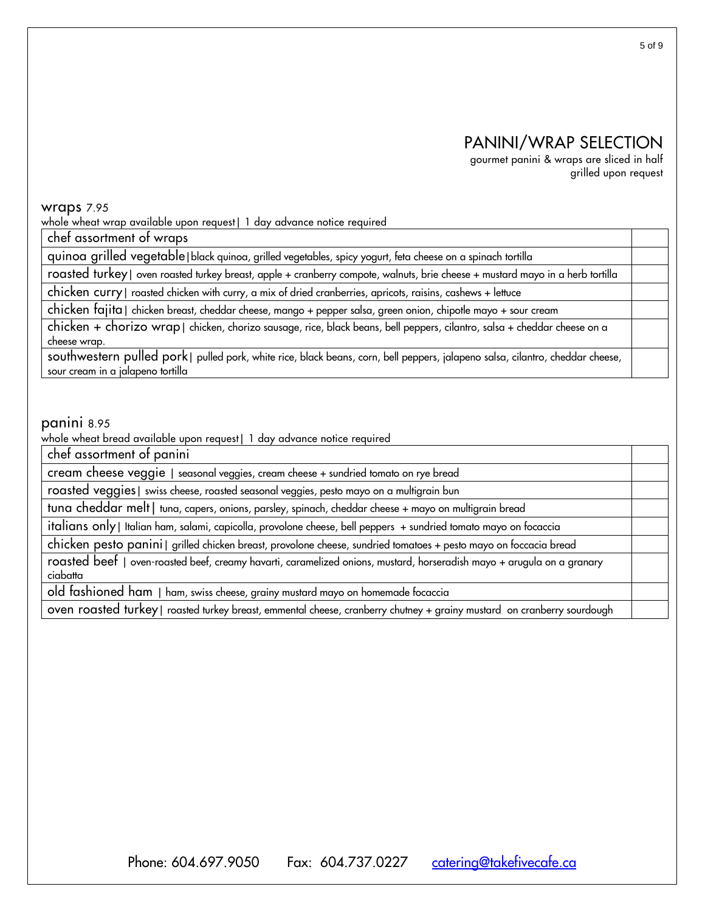# PANINI/WRAP SELECTION

gourmet panini & wraps are sliced in half
grilled upon request

## wraps 7.95

whole wheat wrap available upon request| 1 day advance notice required

| | |
|---|---|
| chef assortment of wraps | |
| quinoa grilled vegetable\|black quinoa, grilled vegetables, spicy yogurt, feta cheese on a spinach tortilla | |
| roasted turkey\| oven roasted turkey breast, apple + cranberry compote, walnuts, brie cheese + mustard mayo in a herb tortilla | |
| chicken curry\| roasted chicken with curry, a mix of dried cranberries, apricots, raisins, cashews + lettuce | |
| chicken fajita\| chicken breast, cheddar cheese, mango + pepper salsa, green onion, chipotle mayo + sour cream | |
| chicken + chorizo wrap\| chicken, chorizo sausage, rice, black beans, bell peppers, cilantro, salsa + cheddar cheese on a cheese wrap. | |
| southwestern pulled pork\| pulled pork, white rice, black beans, corn, bell peppers, jalapeno salsa, cilantro, cheddar cheese, sour cream in a jalapeno tortilla | |

## panini 8.95

whole wheat bread available upon request| 1 day advance notice required

| | |
|---|---|
| chef assortment of panini | |
| cream cheese veggie \| seasonal veggies, cream cheese + sundried tomato on rye bread | |
| roasted veggies\| swiss cheese, roasted seasonal veggies, pesto mayo on a multigrain bun | |
| tuna cheddar melt\| tuna, capers, onions, parsley, spinach, cheddar cheese + mayo on multigrain bread | |
| italians only\| Italian ham, salami, capicolla, provolone cheese, bell peppers + sundried tomato mayo on focaccia | |
| chicken pesto panini\| grilled chicken breast, provolone cheese, sundried tomatoes + pesto mayo on foccacia bread | |
| roasted beef \| oven-roasted beef, creamy havarti, caramelized onions, mustard, horseradish mayo + arugula on a granary ciabatta | |
| old fashioned ham \| ham, swiss cheese, grainy mustard mayo on homemade focaccia | |
| oven roasted turkey\| roasted turkey breast, emmental cheese, cranberry chutney + grainy mustard on cranberry sourdough | |

Phone: 604.697.9050 Fax: 604.737.0227 catering@takefivecafe.ca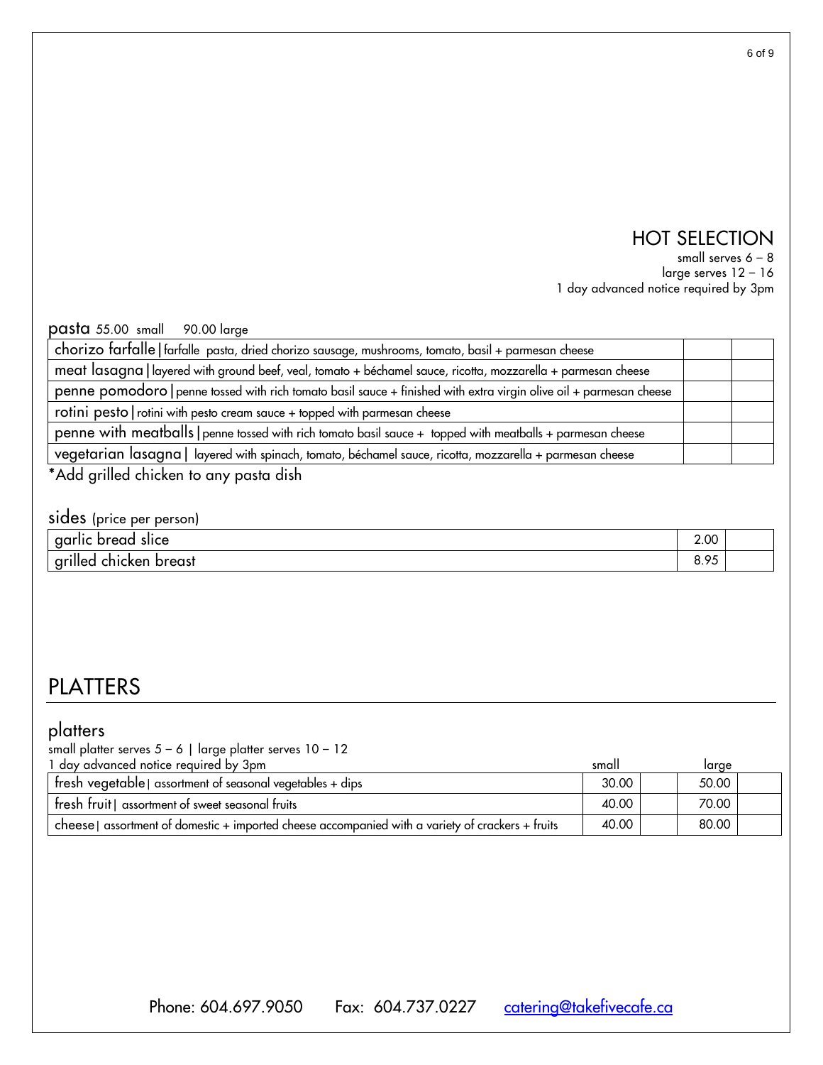## HOT SELECTION

small serves 6 – 8
large serves 12 – 16
1 day advanced notice required by 3pm

### pasta 55.00 small 90.00 large

| | | |
|---|---|---|
| chorizo farfalle \| farfalle pasta, dried chorizo sausage, mushrooms, tomato, basil + parmesan cheese | | |
| meat lasagna \| layered with ground beef, veal, tomato + béchamel sauce, ricotta, mozzarella + parmesan cheese | | |
| penne pomodoro \| penne tossed with rich tomato basil sauce + finished with extra virgin olive oil + parmesan cheese | | |
| rotini pesto \| rotini with pesto cream sauce + topped with parmesan cheese | | |
| penne with meatballs \| penne tossed with rich tomato basil sauce + topped with meatballs + parmesan cheese | | |
| vegetarian lasagna \| layered with spinach, tomato, béchamel sauce, ricotta, mozzarella + parmesan cheese | | |

*Add grilled chicken to any pasta dish

### sides (price per person)

| | | |
|---|---|---|
| garlic bread slice | 2.00 | |
| grilled chicken breast | 8.95 | |

## PLATTERS

### platters

small platter serves 5 – 6 | large platter serves 10 – 12
1 day advanced notice required by 3pm

| | small | | large | |
|---|---|---|---|---|
| fresh vegetable \| assortment of seasonal vegetables + dips | 30.00 | | 50.00 | |
| fresh fruit \| assortment of sweet seasonal fruits | 40.00 | | 70.00 | |
| cheese \| assortment of domestic + imported cheese accompanied with a variety of crackers + fruits | 40.00 | | 80.00 | |

Phone: 604.697.9050 Fax: 604.737.0227 catering@takefivecafe.ca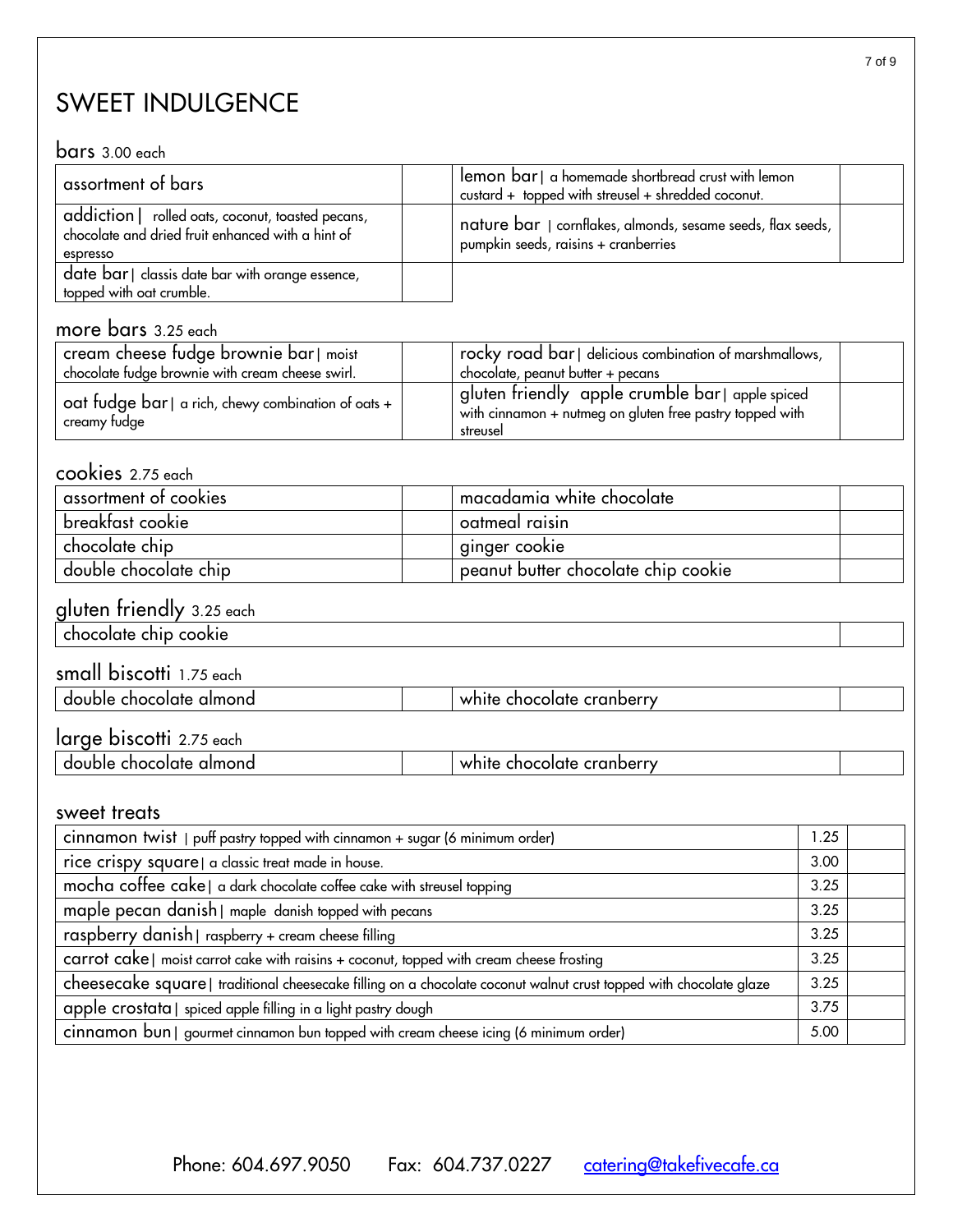# SWEET INDULGENCE

## bars 3.00 each

| | | | |
|---|---|---|---|
| assortment of bars | | lemon bar \| a homemade shortbread crust with lemon custard + topped with streusel + shredded coconut. | |
| addiction \| rolled oats, coconut, toasted pecans, chocolate and dried fruit enhanced with a hint of espresso | | nature bar \| cornflakes, almonds, sesame seeds, flax seeds, pumpkin seeds, raisins + cranberries | |
| date bar \| classis date bar with orange essence, topped with oat crumble. | | | |

## more bars 3.25 each

| | | | |
|---|---|---|---|
| cream cheese fudge brownie bar \| moist chocolate fudge brownie with cream cheese swirl. | | rocky road bar \| delicious combination of marshmallows, chocolate, peanut butter + pecans | |
| oat fudge bar \| a rich, chewy combination of oats + creamy fudge | | gluten friendly apple crumble bar \| apple spiced with cinnamon + nutmeg on gluten free pastry topped with streusel | |

## cookies 2.75 each

| | | | |
|---|---|---|---|
| assortment of cookies | | macadamia white chocolate | |
| breakfast cookie | | oatmeal raisin | |
| chocolate chip | | ginger cookie | |
| double chocolate chip | | peanut butter chocolate chip cookie | |

## gluten friendly 3.25 each

| | |
|---|---|
| chocolate chip cookie | |

## small biscotti 1.75 each

| | | | |
|---|---|---|---|
| double chocolate almond | | white chocolate cranberry | |

## large biscotti 2.75 each

| | | | |
|---|---|---|---|
| double chocolate almond | | white chocolate cranberry | |

## sweet treats

| | | |
|---|---|---|
| cinnamon twist \| puff pastry topped with cinnamon + sugar (6 minimum order) | 1.25 | |
| rice crispy square \| a classic treat made in house. | 3.00 | |
| mocha coffee cake \| a dark chocolate coffee cake with streusel topping | 3.25 | |
| maple pecan danish \| maple danish topped with pecans | 3.25 | |
| raspberry danish \| raspberry + cream cheese filling | 3.25 | |
| carrot cake \| moist carrot cake with raisins + coconut, topped with cream cheese frosting | 3.25 | |
| cheesecake square \| traditional cheesecake filling on a chocolate coconut walnut crust topped with chocolate glaze | 3.25 | |
| apple crostata \| spiced apple filling in a light pastry dough | 3.75 | |
| cinnamon bun \| gourmet cinnamon bun topped with cream cheese icing (6 minimum order) | 5.00 | |

Phone: 604.697.9050 Fax: 604.737.0227 catering@takefivecafe.ca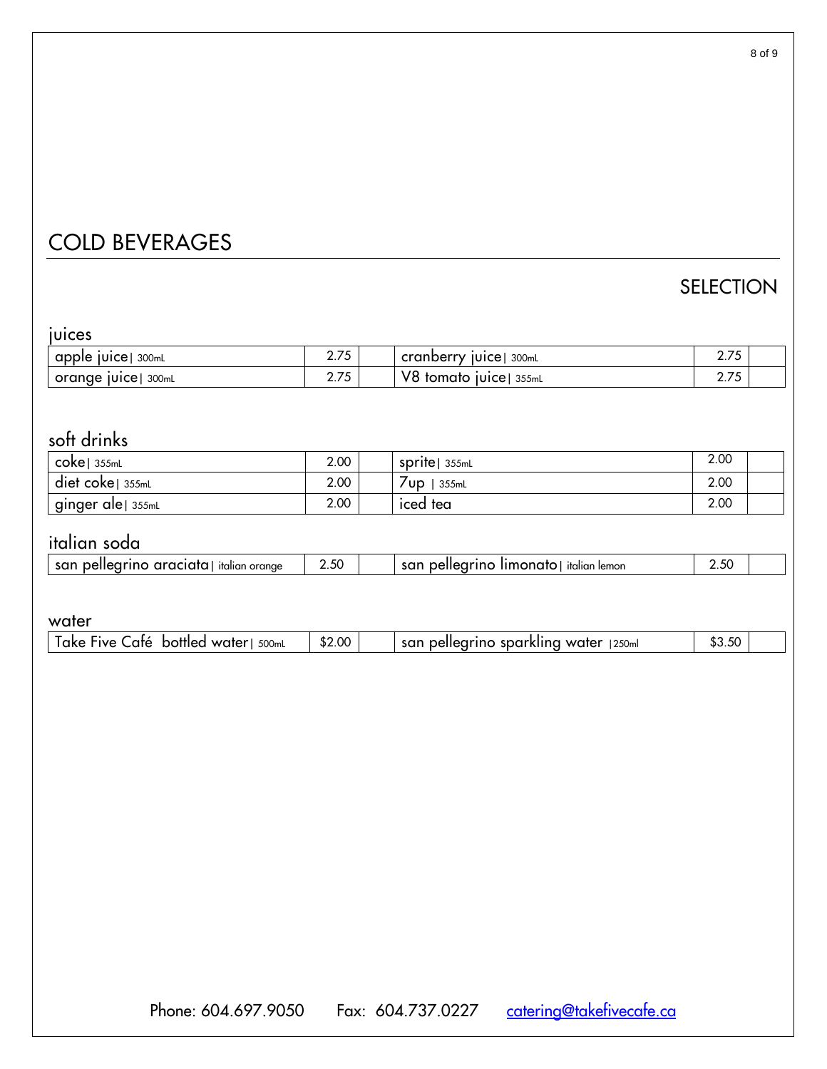# COLD BEVERAGES

## SELECTION

### juices

| Item | Price | | Item | Price | |
|---|---|---|---|---|---|
| apple juice \| 300mL | 2.75 | | cranberry juice \| 300mL | 2.75 | |
| orange juice \| 300mL | 2.75 | | V8 tomato juice \| 355mL | 2.75 | |

### soft drinks

| Item | Price | | Item | Price | |
|---|---|---|---|---|---|
| coke \| 355mL | 2.00 | | sprite \| 355mL | 2.00 | |
| diet coke \| 355mL | 2.00 | | 7up \| 355mL | 2.00 | |
| ginger ale \| 355mL | 2.00 | | iced tea | 2.00 | |

### italian soda

| Item | Price | | Item | Price | |
|---|---|---|---|---|---|
| san pellegrino araciata \| italian orange | 2.50 | | san pellegrino limonato \| italian lemon | 2.50 | |

### water

| Item | Price | | Item | Price | |
|---|---|---|---|---|---|
| Take Five Café bottled water \| 500mL | $2.00 | | san pellegrino sparkling water \|250ml | $3.50 | |

Phone: 604.697.9050 Fax: 604.737.0227 catering@takefivecafe.ca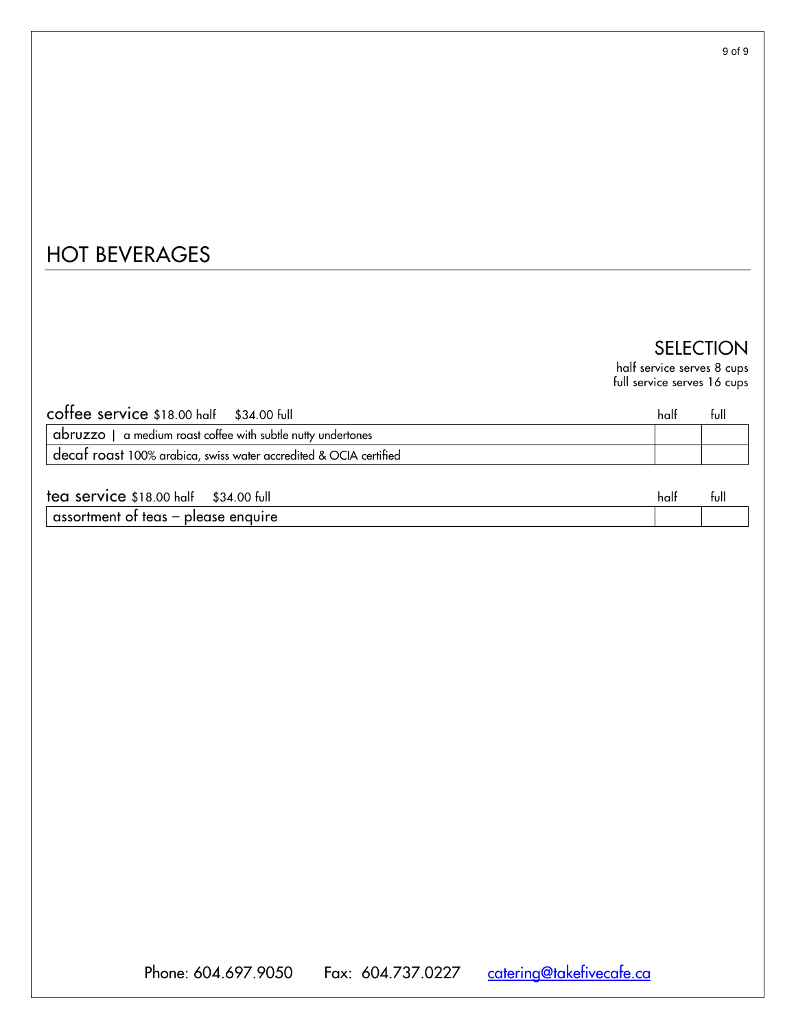# HOT BEVERAGES

## SELECTION

half service serves 8 cups
full service serves 16 cups

| coffee service $18.00 half $34.00 full | half | full |
|---|---|---|
| abruzzo \| a medium roast coffee with subtle nutty undertones | | |
| decaf roast 100% arabica, swiss water accredited & OCIA certified | | |

| tea service $18.00 half $34.00 full | half | full |
|---|---|---|
| assortment of teas – please enquire | | |

Phone: 604.697.9050 Fax: 604.737.0227 catering@takefivecafe.ca